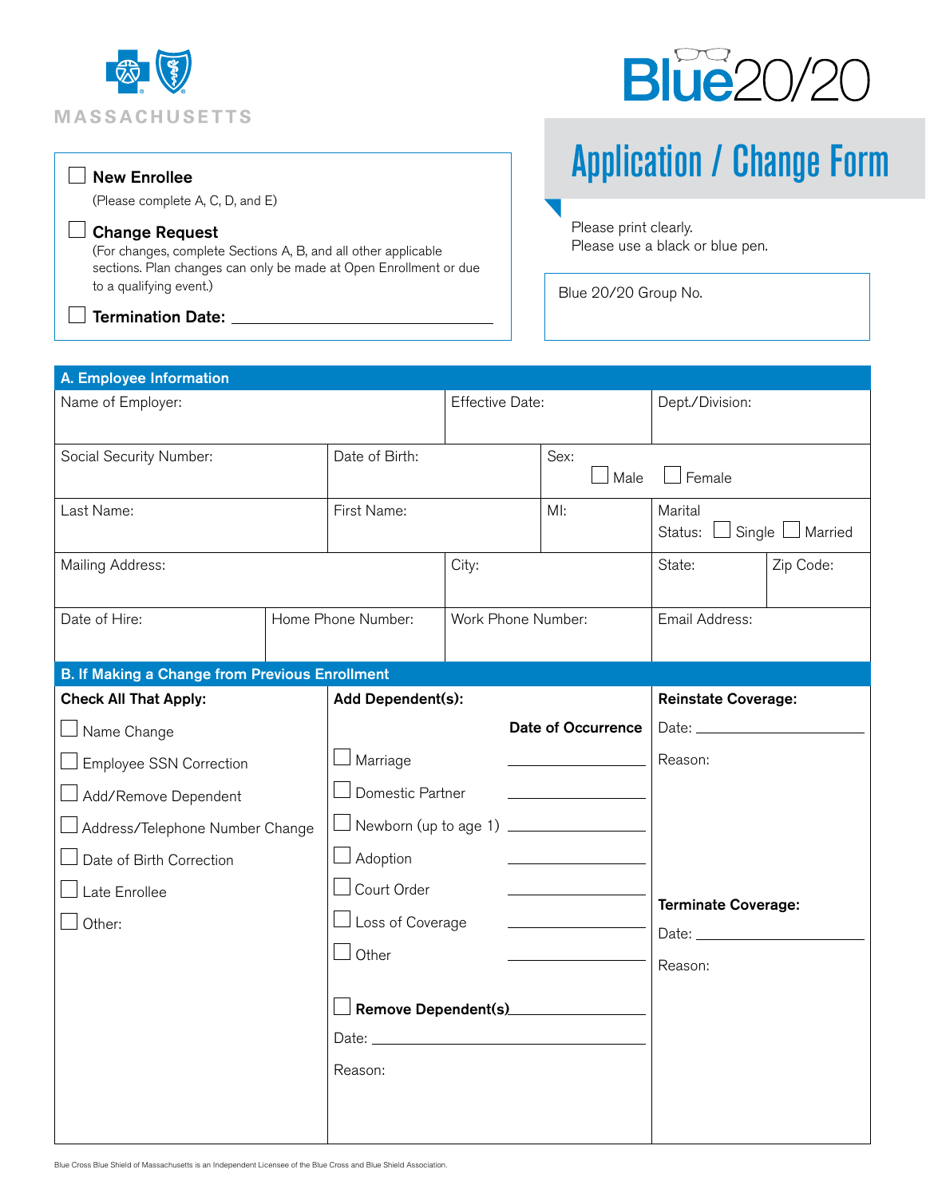MASSACHUSETTS

Blue20/20

# Application / Change Form

- ☐ **New Enrollee**
  (Please complete A, C, D, and E)
- ☐ **Change Request**
  (For changes, complete Sections A, B, and all other applicable sections. Plan changes can only be made at Open Enrollment or due to a qualifying event.)
- ☐ **Termination Date:** ____________________

Please print clearly.
Please use a black or blue pen.

Blue 20/20 Group No.

## A. Employee Information

| Name of Employer: | | Effective Date: | Dept./Division: | |
|---|---|---|---|---|
| Social Security Number: | Date of Birth: | Sex: ☐ Male ☐ Female | | |
| Last Name: | First Name: | MI: | Marital Status: ☐ Single ☐ Married | |
| Mailing Address: | | City: | State: | Zip Code: |
| Date of Hire: | Home Phone Number: | Work Phone Number: | Email Address: | |

## B. If Making a Change from Previous Enrollment

**Check All That Apply:**

- ☐ Name Change
- ☐ Employee SSN Correction
- ☐ Add/Remove Dependent
- ☐ Address/Telephone Number Change
- ☐ Date of Birth Correction
- ☐ Late Enrollee
- ☐ Other:

**Add Dependent(s):**

| | **Date of Occurrence** |
|---|---|
| ☐ Marriage | ____________ |
| ☐ Domestic Partner | ____________ |
| ☐ Newborn (up to age 1) | ____________ |
| ☐ Adoption | ____________ |
| ☐ Court Order | ____________ |
| ☐ Loss of Coverage | ____________ |
| ☐ Other | ____________ |

☐ **Remove Dependent(s)** ____________

Date: ____________

Reason:

**Reinstate Coverage:**

Date: ____________

Reason:

**Terminate Coverage:**

Date: ____________

Reason:

Blue Cross Blue Shield of Massachusetts is an Independent Licensee of the Blue Cross and Blue Shield Association.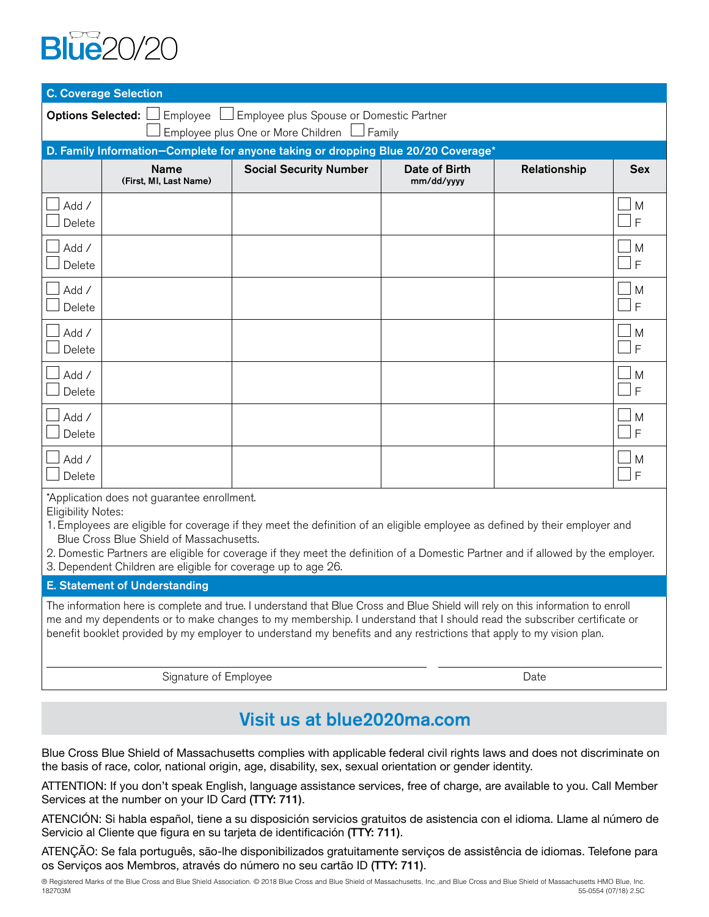Blue20/20

## C. Coverage Selection

**Options Selected:** ☐ Employee ☐ Employee plus Spouse or Domestic Partner ☐ Employee plus One or More Children ☐ Family

## D. Family Information—Complete for anyone taking or dropping Blue 20/20 Coverage*

| | Name (First, MI, Last Name) | Social Security Number | Date of Birth mm/dd/yyyy | Relationship | Sex |
|---|---|---|---|---|---|
| ☐ Add / ☐ Delete | | | | | ☐ M ☐ F |
| ☐ Add / ☐ Delete | | | | | ☐ M ☐ F |
| ☐ Add / ☐ Delete | | | | | ☐ M ☐ F |
| ☐ Add / ☐ Delete | | | | | ☐ M ☐ F |
| ☐ Add / ☐ Delete | | | | | ☐ M ☐ F |
| ☐ Add / ☐ Delete | | | | | ☐ M ☐ F |
| ☐ Add / ☐ Delete | | | | | ☐ M ☐ F |

*Application does not guarantee enrollment.

Eligibility Notes:

1. Employees are eligible for coverage if they meet the definition of an eligible employee as defined by their employer and Blue Cross Blue Shield of Massachusetts.
2. Domestic Partners are eligible for coverage if they meet the definition of a Domestic Partner and if allowed by the employer.
3. Dependent Children are eligible for coverage up to age 26.

## E. Statement of Understanding

The information here is complete and true. I understand that Blue Cross and Blue Shield will rely on this information to enroll me and my dependents or to make changes to my membership. I understand that I should read the subscriber certificate or benefit booklet provided by my employer to understand my benefits and any restrictions that apply to my vision plan.

Signature of Employee ____________________ Date ____________________

## Visit us at blue2020ma.com

Blue Cross Blue Shield of Massachusetts complies with applicable federal civil rights laws and does not discriminate on the basis of race, color, national origin, age, disability, sex, sexual orientation or gender identity.

ATTENTION: If you don't speak English, language assistance services, free of charge, are available to you. Call Member Services at the number on your ID Card **(TTY: 711)**.

ATENCIÓN: Si habla español, tiene a su disposición servicios gratuitos de asistencia con el idioma. Llame al número de Servicio al Cliente que figura en su tarjeta de identificación **(TTY: 711)**.

ATENÇÃO: Se fala português, são-lhe disponibilizados gratuitamente serviços de assistência de idiomas. Telefone para os Serviços aos Membros, através do número no seu cartão ID **(TTY: 711)**.

® Registered Marks of the Blue Cross and Blue Shield Association. © 2018 Blue Cross and Blue Shield of Massachusetts, Inc.,and Blue Cross and Blue Shield of Massachusetts HMO Blue, Inc.
182703M 55-0554 (07/18) 2.5C